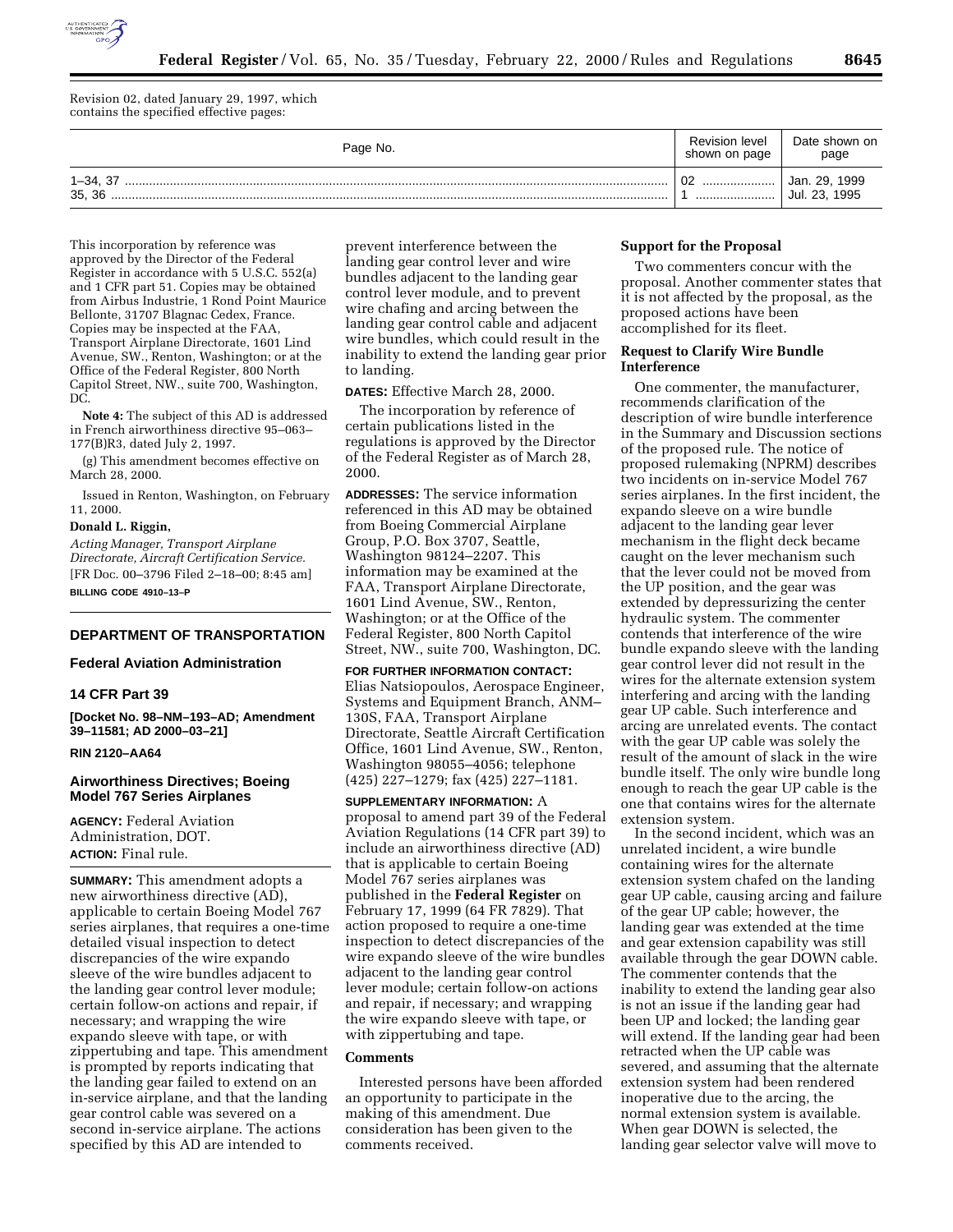Revision 02, dated January 29, 1997, which contains the specified effective pages:

| Page No. | Revision level shown on page | Date shown on page |
| --- | --- | --- |
| 1–34, 37 | 02 | Jan. 29, 1999 |
| 35, 36 | 1 | Jul. 23, 1995 |

This incorporation by reference was approved by the Director of the Federal Register in accordance with 5 U.S.C. 552(a) and 1 CFR part 51. Copies may be obtained from Airbus Industrie, 1 Rond Point Maurice Bellonte, 31707 Blagnac Cedex, France. Copies may be inspected at the FAA, Transport Airplane Directorate, 1601 Lind Avenue, SW., Renton, Washington; or at the Office of the Federal Register, 800 North Capitol Street, NW., suite 700, Washington, DC.

**Note 4:** The subject of this AD is addressed in French airworthiness directive 95–063–177(B)R3, dated July 2, 1997.

(g) This amendment becomes effective on March 28, 2000.

Issued in Renton, Washington, on February 11, 2000.

**Donald L. Riggin,**

*Acting Manager, Transport Airplane Directorate, Aircraft Certification Service.*

[FR Doc. 00–3796 Filed 2–18–00; 8:45 am]

**BILLING CODE 4910–13–P**

## DEPARTMENT OF TRANSPORTATION

## Federal Aviation Administration

## 14 CFR Part 39

**[Docket No. 98–NM–193–AD; Amendment 39–11581; AD 2000–03–21]**

**RIN 2120–AA64**

## Airworthiness Directives; Boeing Model 767 Series Airplanes

**AGENCY:** Federal Aviation Administration, DOT.

**ACTION:** Final rule.

**SUMMARY:** This amendment adopts a new airworthiness directive (AD), applicable to certain Boeing Model 767 series airplanes, that requires a one-time detailed visual inspection to detect discrepancies of the wire expando sleeve of the wire bundles adjacent to the landing gear control lever module; certain follow-on actions and repair, if necessary; and wrapping the wire expando sleeve with tape, or with zippertubing and tape. This amendment is prompted by reports indicating that the landing gear failed to extend on an in-service airplane, and that the landing gear control cable was severed on a second in-service airplane. The actions specified by this AD are intended to prevent interference between the landing gear control lever and wire bundles adjacent to the landing gear control lever module, and to prevent wire chafing and arcing between the landing gear control cable and adjacent wire bundles, which could result in the inability to extend the landing gear prior to landing.

**DATES:** Effective March 28, 2000.

The incorporation by reference of certain publications listed in the regulations is approved by the Director of the Federal Register as of March 28, 2000.

**ADDRESSES:** The service information referenced in this AD may be obtained from Boeing Commercial Airplane Group, P.O. Box 3707, Seattle, Washington 98124–2207. This information may be examined at the FAA, Transport Airplane Directorate, 1601 Lind Avenue, SW., Renton, Washington; or at the Office of the Federal Register, 800 North Capitol Street, NW., suite 700, Washington, DC.

**FOR FURTHER INFORMATION CONTACT:** Elias Natsiopoulos, Aerospace Engineer, Systems and Equipment Branch, ANM–130S, FAA, Transport Airplane Directorate, Seattle Aircraft Certification Office, 1601 Lind Avenue, SW., Renton, Washington 98055–4056; telephone (425) 227–1279; fax (425) 227–1181.

**SUPPLEMENTARY INFORMATION:** A proposal to amend part 39 of the Federal Aviation Regulations (14 CFR part 39) to include an airworthiness directive (AD) that is applicable to certain Boeing Model 767 series airplanes was published in the **Federal Register** on February 17, 1999 (64 FR 7829). That action proposed to require a one-time inspection to detect discrepancies of the wire expando sleeve of the wire bundles adjacent to the landing gear control lever module; certain follow-on actions and repair, if necessary; and wrapping the wire expando sleeve with tape, or with zippertubing and tape.

### Comments

Interested persons have been afforded an opportunity to participate in the making of this amendment. Due consideration has been given to the comments received.

### Support for the Proposal

Two commenters concur with the proposal. Another commenter states that it is not affected by the proposal, as the proposed actions have been accomplished for its fleet.

### Request to Clarify Wire Bundle Interference

One commenter, the manufacturer, recommends clarification of the description of wire bundle interference in the Summary and Discussion sections of the proposed rule. The notice of proposed rulemaking (NPRM) describes two incidents on in-service Model 767 series airplanes. In the first incident, the expando sleeve on a wire bundle adjacent to the landing gear lever mechanism in the flight deck became caught on the lever mechanism such that the lever could not be moved from the UP position, and the gear was extended by depressurizing the center hydraulic system. The commenter contends that interference of the wire bundle expando sleeve with the landing gear control lever did not result in the wires for the alternate extension system interfering and arcing with the landing gear UP cable. Such interference and arcing are unrelated events. The contact with the gear UP cable was solely the result of the amount of slack in the wire bundle itself. The only wire bundle long enough to reach the gear UP cable is the one that contains wires for the alternate extension system.

In the second incident, which was an unrelated incident, a wire bundle containing wires for the alternate extension system chafed on the landing gear UP cable, causing arcing and failure of the gear UP cable; however, the landing gear was extended at the time and gear extension capability was still available through the gear DOWN cable. The commenter contends that the inability to extend the landing gear also is not an issue if the landing gear had been UP and locked; the landing gear will extend. If the landing gear had been retracted when the UP cable was severed, and assuming that the alternate extension system had been rendered inoperative due to the arcing, the normal extension system is available. When gear DOWN is selected, the landing gear selector valve will move to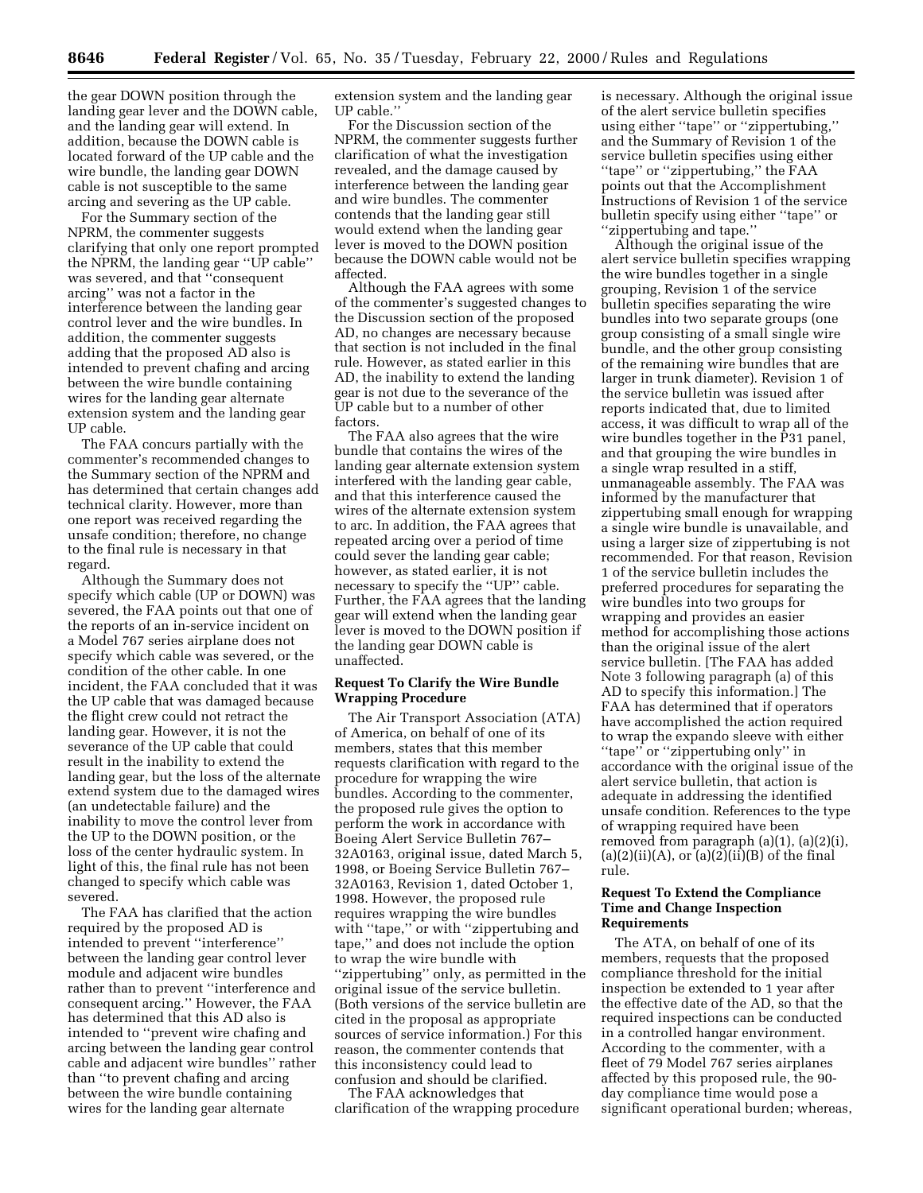the gear DOWN position through the landing gear lever and the DOWN cable, and the landing gear will extend. In addition, because the DOWN cable is located forward of the UP cable and the wire bundle, the landing gear DOWN cable is not susceptible to the same arcing and severing as the UP cable.

For the Summary section of the NPRM, the commenter suggests clarifying that only one report prompted the NPRM, the landing gear ''UP cable'' was severed, and that ''consequent arcing'' was not a factor in the interference between the landing gear control lever and the wire bundles. In addition, the commenter suggests adding that the proposed AD also is intended to prevent chafing and arcing between the wire bundle containing wires for the landing gear alternate extension system and the landing gear UP cable.''

For the Discussion section of the NPRM, the commenter suggests further clarification of what the investigation revealed, and the damage caused by interference between the landing gear and wire bundles. The commenter contends that the landing gear still would extend when the landing gear lever is moved to the DOWN position because the DOWN cable would not be affected.

Although the FAA agrees with some of the commenter's suggested changes to the Discussion section of the proposed AD, no changes are necessary because that section is not included in the final rule. However, as stated earlier in this AD, the inability to extend the landing gear is not due to the severance of the UP cable but to a number of other factors.

The FAA also agrees that the wire bundle that contains the wires of the landing gear alternate extension system interfered with the landing gear cable, and that this interference caused the wires of the alternate extension system to arc. In addition, the FAA agrees that repeated arcing over a period of time could sever the landing gear cable; however, as stated earlier, it is not necessary to specify the ''UP'' cable. Further, the FAA agrees that the landing gear will extend when the landing gear lever is moved to the DOWN position if the landing gear DOWN cable is unaffected.

The FAA concurs partially with the commenter's recommended changes to the Summary section of the NPRM and has determined that certain changes add technical clarity. However, more than one report was received regarding the unsafe condition; therefore, no change to the final rule is necessary in that regard.

Although the Summary does not specify which cable (UP or DOWN) was severed, the FAA points out that one of the reports of an in-service incident on a Model 767 series airplane does not specify which cable was severed, or the condition of the other cable. In one incident, the FAA concluded that it was the UP cable that was damaged because the flight crew could not retract the landing gear. However, it is not the severance of the UP cable that could result in the inability to extend the landing gear, but the loss of the alternate extend system due to the damaged wires (an undetectable failure) and the inability to move the control lever from the UP to the DOWN position, or the loss of the center hydraulic system. In light of this, the final rule has not been changed to specify which cable was severed.

The FAA has clarified that the action required by the proposed AD is intended to prevent ''interference'' between the landing gear control lever module and adjacent wire bundles rather than to prevent ''interference and consequent arcing.'' However, the FAA has determined that this AD also is intended to ''prevent wire chafing and arcing between the landing gear control cable and adjacent wire bundles'' rather than ''to prevent chafing and arcing between the wire bundle containing wires for the landing gear alternate

## Request To Clarify the Wire Bundle Wrapping Procedure

The Air Transport Association (ATA) of America, on behalf of one of its members, states that this member requests clarification with regard to the procedure for wrapping the wire bundles. According to the commenter, the proposed rule gives the option to perform the work in accordance with Boeing Alert Service Bulletin 767–32A0163, original issue, dated March 5, 1998, or Boeing Service Bulletin 767–32A0163, Revision 1, dated October 1, 1998. However, the proposed rule requires wrapping the wire bundles with ''tape,'' or with ''zippertubing and tape,'' and does not include the option to wrap the wire bundle with ''zippertubing'' only, as permitted in the original issue of the service bulletin. (Both versions of the service bulletin are cited in the proposal as appropriate sources of service information.) For this reason, the commenter contends that this inconsistency could lead to confusion and should be clarified.

The FAA acknowledges that clarification of the wrapping procedure is necessary. Although the original issue of the alert service bulletin specifies using either ''tape'' or ''zippertubing,'' and the Summary of Revision 1 of the service bulletin specifies using either ''tape'' or ''zippertubing,'' the FAA points out that the Accomplishment Instructions of Revision 1 of the service bulletin specify using either ''tape'' or ''zippertubing and tape.''

Although the original issue of the alert service bulletin specifies wrapping the wire bundles together in a single grouping, Revision 1 of the service bulletin specifies separating the wire bundles into two separate groups (one group consisting of a small single wire bundle, and the other group consisting of the remaining wire bundles that are larger in trunk diameter). Revision 1 of the service bulletin was issued after reports indicated that, due to limited access, it was difficult to wrap all of the wire bundles together in the P31 panel, and that grouping the wire bundles in a single wrap resulted in a stiff, unmanageable assembly. The FAA was informed by the manufacturer that zippertubing small enough for wrapping a single wire bundle is unavailable, and using a larger size of zippertubing is not recommended. For that reason, Revision 1 of the service bulletin includes the preferred procedures for separating the wire bundles into two groups for wrapping and provides an easier method for accomplishing those actions than the original issue of the alert service bulletin. [The FAA has added Note 3 following paragraph (a) of this AD to specify this information.] The FAA has determined that if operators have accomplished the action required to wrap the expando sleeve with either ''tape'' or ''zippertubing only'' in accordance with the original issue of the alert service bulletin, that action is adequate in addressing the identified unsafe condition. References to the type of wrapping required have been removed from paragraph (a)(1), (a)(2)(i), (a)(2)(ii)(A), or (a)(2)(ii)(B) of the final rule.

## Request To Extend the Compliance Time and Change Inspection Requirements

The ATA, on behalf of one of its members, requests that the proposed compliance threshold for the initial inspection be extended to 1 year after the effective date of the AD, so that the required inspections can be conducted in a controlled hangar environment. According to the commenter, with a fleet of 79 Model 767 series airplanes affected by this proposed rule, the 90-day compliance time would pose a significant operational burden; whereas,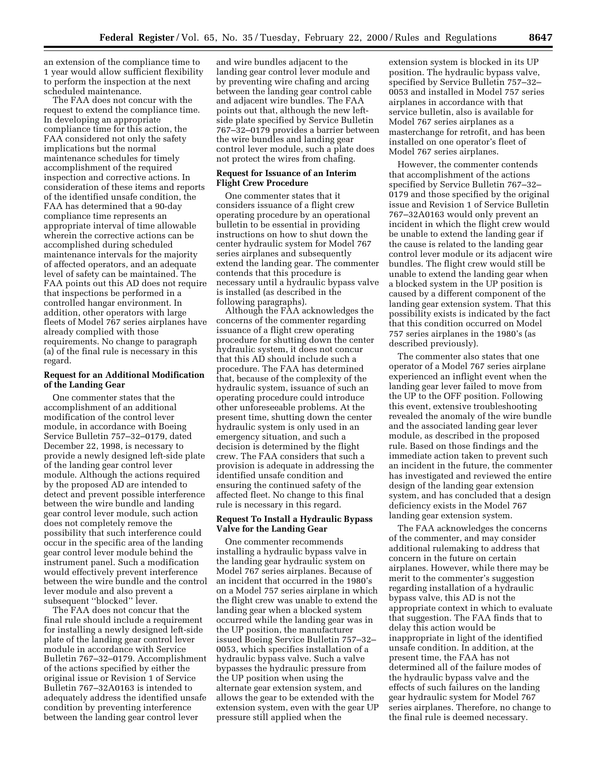an extension of the compliance time to 1 year would allow sufficient flexibility to perform the inspection at the next scheduled maintenance.

The FAA does not concur with the request to extend the compliance time. In developing an appropriate compliance time for this action, the FAA considered not only the safety implications but the normal maintenance schedules for timely accomplishment of the required inspection and corrective actions. In consideration of these items and reports of the identified unsafe condition, the FAA has determined that a 90-day compliance time represents an appropriate interval of time allowable wherein the corrective actions can be accomplished during scheduled maintenance intervals for the majority of affected operators, and an adequate level of safety can be maintained. The FAA points out this AD does not require that inspections be performed in a controlled hangar environment. In addition, other operators with large fleets of Model 767 series airplanes have already complied with those requirements. No change to paragraph (a) of the final rule is necessary in this regard.

**Request for an Additional Modification of the Landing Gear**

One commenter states that the accomplishment of an additional modification of the control lever module, in accordance with Boeing Service Bulletin 757–32–0179, dated December 22, 1998, is necessary to provide a newly designed left-side plate of the landing gear control lever module. Although the actions required by the proposed AD are intended to detect and prevent possible interference between the wire bundle and landing gear control lever module, such action does not completely remove the possibility that such interference could occur in the specific area of the landing gear control lever module behind the instrument panel. Such a modification would effectively prevent interference between the wire bundle and the control lever module and also prevent a subsequent "blocked" lever.

The FAA does not concur that the final rule should include a requirement for installing a newly designed left-side plate of the landing gear control lever module in accordance with Service Bulletin 767–32–0179. Accomplishment of the actions specified by either the original issue or Revision 1 of Service Bulletin 767–32A0163 is intended to adequately address the identified unsafe condition by preventing interference between the landing gear control lever and wire bundles adjacent to the landing gear control lever module and by preventing wire chafing and arcing between the landing gear control cable and adjacent wire bundles. The FAA points out that, although the new left-side plate specified by Service Bulletin 767–32–0179 provides a barrier between the wire bundles and landing gear control lever module, such a plate does not protect the wires from chafing.

**Request for Issuance of an Interim Flight Crew Procedure**

One commenter states that it considers issuance of a flight crew operating procedure by an operational bulletin to be essential in providing instructions on how to shut down the center hydraulic system for Model 767 series airplanes and subsequently extend the landing gear. The commenter contends that this procedure is necessary until a hydraulic bypass valve is installed (as described in the following paragraphs).

Although the FAA acknowledges the concerns of the commenter regarding issuance of a flight crew operating procedure for shutting down the center hydraulic system, it does not concur that this AD should include such a procedure. The FAA has determined that, because of the complexity of the hydraulic system, issuance of such an operating procedure could introduce other unforeseeable problems. At the present time, shutting down the center hydraulic system is only used in an emergency situation, and such a decision is determined by the flight crew. The FAA considers that such a provision is adequate in addressing the identified unsafe condition and ensuring the continued safety of the affected fleet. No change to this final rule is necessary in this regard.

**Request To Install a Hydraulic Bypass Valve for the Landing Gear**

One commenter recommends installing a hydraulic bypass valve in the landing gear hydraulic system on Model 767 series airplanes. Because of an incident that occurred in the 1980's on a Model 757 series airplane in which the flight crew was unable to extend the landing gear when a blocked system occurred while the landing gear was in the UP position, the manufacturer issued Boeing Service Bulletin 757–32–0053, which specifies installation of a hydraulic bypass valve. Such a valve bypasses the hydraulic pressure from the UP position when using the alternate gear extension system, and allows the gear to be extended with the extension system, even with the gear UP pressure still applied when the extension system is blocked in its UP position. The hydraulic bypass valve, specified by Service Bulletin 757–32–0053 and installed in Model 757 series airplanes in accordance with that service bulletin, also is available for Model 767 series airplanes as a masterchange for retrofit, and has been installed on one operator's fleet of Model 767 series airplanes.

However, the commenter contends that accomplishment of the actions specified by Service Bulletin 767–32–0179 and those specified by the original issue and Revision 1 of Service Bulletin 767–32A0163 would only prevent an incident in which the flight crew would be unable to extend the landing gear if the cause is related to the landing gear control lever module or its adjacent wire bundles. The flight crew would still be unable to extend the landing gear when a blocked system in the UP position is caused by a different component of the landing gear extension system. That this possibility exists is indicated by the fact that this condition occurred on Model 757 series airplanes in the 1980's (as described previously).

The commenter also states that one operator of a Model 767 series airplane experienced an inflight event when the landing gear lever failed to move from the UP to the OFF position. Following this event, extensive troubleshooting revealed the anomaly of the wire bundle and the associated landing gear lever module, as described in the proposed rule. Based on those findings and the immediate action taken to prevent such an incident in the future, the commenter has investigated and reviewed the entire design of the landing gear extension system, and has concluded that a design deficiency exists in the Model 767 landing gear extension system.

The FAA acknowledges the concerns of the commenter, and may consider additional rulemaking to address that concern in the future on certain airplanes. However, while there may be merit to the commenter's suggestion regarding installation of a hydraulic bypass valve, this AD is not the appropriate context in which to evaluate that suggestion. The FAA finds that to delay this action would be inappropriate in light of the identified unsafe condition. In addition, at the present time, the FAA has not determined all of the failure modes of the hydraulic bypass valve and the effects of such failures on the landing gear hydraulic system for Model 767 series airplanes. Therefore, no change to the final rule is deemed necessary.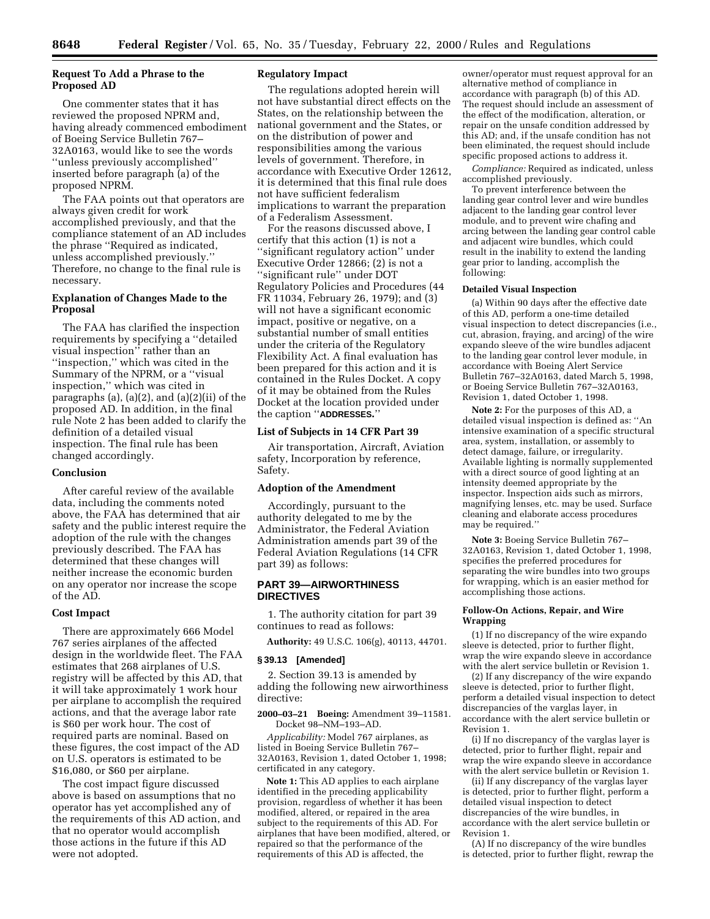### Request To Add a Phrase to the Proposed AD

One commenter states that it has reviewed the proposed NPRM and, having already commenced embodiment of Boeing Service Bulletin 767–32A0163, would like to see the words ''unless previously accomplished'' inserted before paragraph (a) of the proposed NPRM.

The FAA points out that operators are always given credit for work accomplished previously, and that the compliance statement of an AD includes the phrase ''Required as indicated, unless accomplished previously.'' Therefore, no change to the final rule is necessary.

### Explanation of Changes Made to the Proposal

The FAA has clarified the inspection requirements by specifying a ''detailed visual inspection'' rather than an ''inspection,'' which was cited in the Summary of the NPRM, or a ''visual inspection,'' which was cited in paragraphs (a), (a)(2), and (a)(2)(ii) of the proposed AD. In addition, in the final rule Note 2 has been added to clarify the definition of a detailed visual inspection. The final rule has been changed accordingly.

### Conclusion

After careful review of the available data, including the comments noted above, the FAA has determined that air safety and the public interest require the adoption of the rule with the changes previously described. The FAA has determined that these changes will neither increase the economic burden on any operator nor increase the scope of the AD.

### Cost Impact

There are approximately 666 Model 767 series airplanes of the affected design in the worldwide fleet. The FAA estimates that 268 airplanes of U.S. registry will be affected by this AD, that it will take approximately 1 work hour per airplane to accomplish the required actions, and that the average labor rate is $60 per work hour. The cost of required parts are nominal. Based on these figures, the cost impact of the AD on U.S. operators is estimated to be $16,080, or $60 per airplane.

The cost impact figure discussed above is based on assumptions that no operator has yet accomplished any of the requirements of this AD action, and that no operator would accomplish those actions in the future if this AD were not adopted.

### Regulatory Impact

The regulations adopted herein will not have substantial direct effects on the States, on the relationship between the national government and the States, or on the distribution of power and responsibilities among the various levels of government. Therefore, in accordance with Executive Order 12612, it is determined that this final rule does not have sufficient federalism implications to warrant the preparation of a Federalism Assessment.

For the reasons discussed above, I certify that this action (1) is not a ''significant regulatory action'' under Executive Order 12866; (2) is not a ''significant rule'' under DOT Regulatory Policies and Procedures (44 FR 11034, February 26, 1979); and (3) will not have a significant economic impact, positive or negative, on a substantial number of small entities under the criteria of the Regulatory Flexibility Act. A final evaluation has been prepared for this action and it is contained in the Rules Docket. A copy of it may be obtained from the Rules Docket at the location provided under the caption ''**ADDRESSES.**''

### List of Subjects in 14 CFR Part 39

Air transportation, Aircraft, Aviation safety, Incorporation by reference, Safety.

### Adoption of the Amendment

Accordingly, pursuant to the authority delegated to me by the Administrator, the Federal Aviation Administration amends part 39 of the Federal Aviation Regulations (14 CFR part 39) as follows:

## PART 39—AIRWORTHINESS DIRECTIVES

1. The authority citation for part 39 continues to read as follows:

**Authority:** 49 U.S.C. 106(g), 40113, 44701.

### § 39.13 [Amended]

2. Section 39.13 is amended by adding the following new airworthiness directive:

**2000–03–21 Boeing:** Amendment 39–11581. Docket 98–NM–193–AD.

*Applicability:* Model 767 airplanes, as listed in Boeing Service Bulletin 767–32A0163, Revision 1, dated October 1, 1998; certificated in any category.

**Note 1:** This AD applies to each airplane identified in the preceding applicability provision, regardless of whether it has been modified, altered, or repaired in the area subject to the requirements of this AD. For airplanes that have been modified, altered, or repaired so that the performance of the requirements of this AD is affected, the owner/operator must request approval for an alternative method of compliance in accordance with paragraph (b) of this AD. The request should include an assessment of the effect of the modification, alteration, or repair on the unsafe condition addressed by this AD; and, if the unsafe condition has not been eliminated, the request should include specific proposed actions to address it.

*Compliance:* Required as indicated, unless accomplished previously.

To prevent interference between the landing gear control lever and wire bundles adjacent to the landing gear control lever module, and to prevent wire chafing and arcing between the landing gear control cable and adjacent wire bundles, which could result in the inability to extend the landing gear prior to landing, accomplish the following:

#### Detailed Visual Inspection

(a) Within 90 days after the effective date of this AD, perform a one-time detailed visual inspection to detect discrepancies (i.e., cut, abrasion, fraying, and arcing) of the wire expando sleeve of the wire bundles adjacent to the landing gear control lever module, in accordance with Boeing Alert Service Bulletin 767–32A0163, dated March 5, 1998, or Boeing Service Bulletin 767–32A0163, Revision 1, dated October 1, 1998.

**Note 2:** For the purposes of this AD, a detailed visual inspection is defined as: ''An intensive examination of a specific structural area, system, installation, or assembly to detect damage, failure, or irregularity. Available lighting is normally supplemented with a direct source of good lighting at an intensity deemed appropriate by the inspector. Inspection aids such as mirrors, magnifying lenses, etc. may be used. Surface cleaning and elaborate access procedures may be required.''

**Note 3:** Boeing Service Bulletin 767–32A0163, Revision 1, dated October 1, 1998, specifies the preferred procedures for separating the wire bundles into two groups for wrapping, which is an easier method for accomplishing those actions.

#### Follow-On Actions, Repair, and Wire Wrapping

(1) If no discrepancy of the wire expando sleeve is detected, prior to further flight, wrap the wire expando sleeve in accordance with the alert service bulletin or Revision 1.

(2) If any discrepancy of the wire expando sleeve is detected, prior to further flight, perform a detailed visual inspection to detect discrepancies of the varglas layer, in accordance with the alert service bulletin or Revision 1.

(i) If no discrepancy of the varglas layer is detected, prior to further flight, repair and wrap the wire expando sleeve in accordance with the alert service bulletin or Revision 1.

(ii) If any discrepancy of the varglas layer is detected, prior to further flight, perform a detailed visual inspection to detect discrepancies of the wire bundles, in accordance with the alert service bulletin or Revision 1.

(A) If no discrepancy of the wire bundles is detected, prior to further flight, rewrap the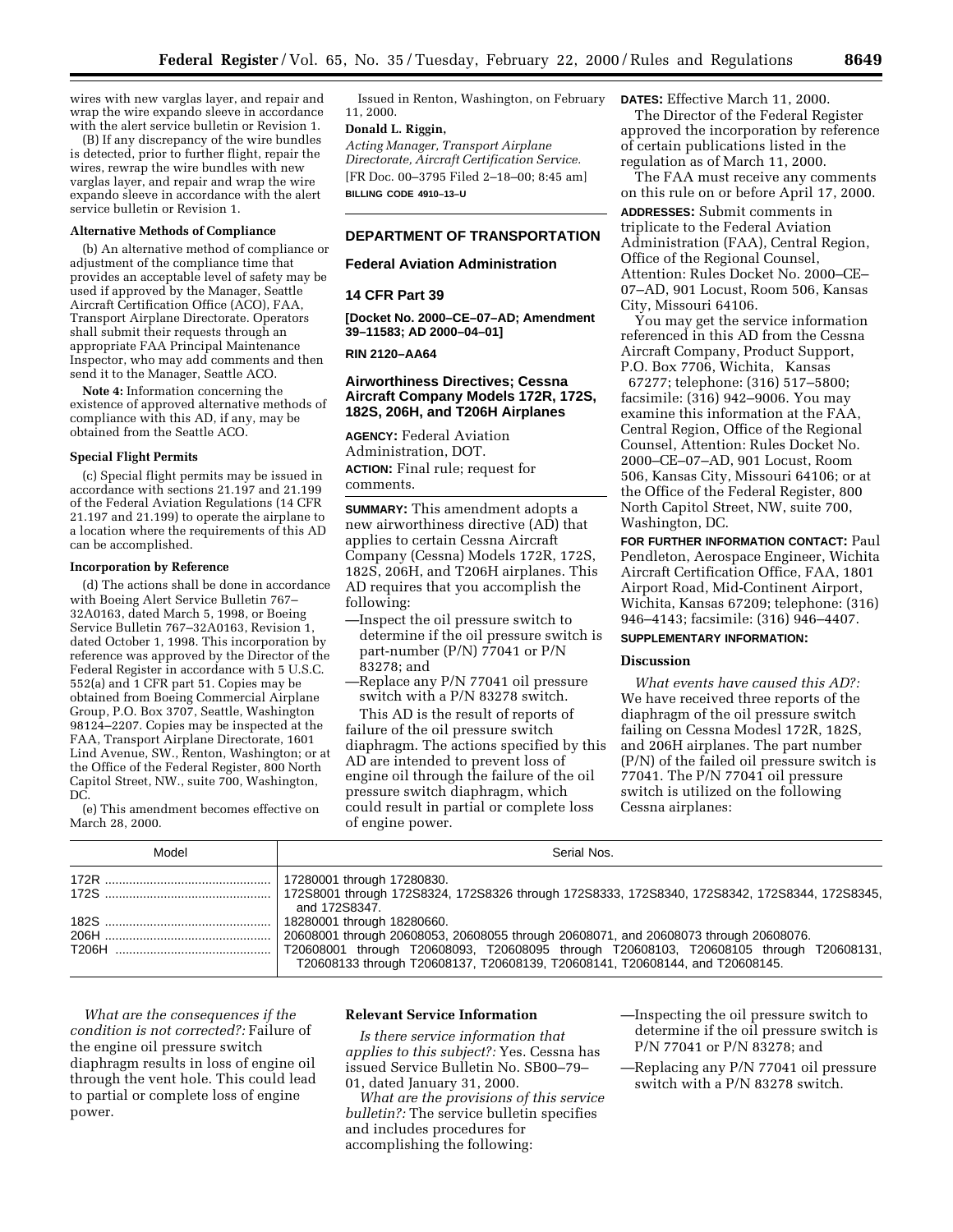wires with new varglas layer, and repair and wrap the wire expando sleeve in accordance with the alert service bulletin or Revision 1.

(B) If any discrepancy of the wire bundles is detected, prior to further flight, repair the wires, rewrap the wire bundles with new varglas layer, and repair and wrap the wire expando sleeve in accordance with the alert service bulletin or Revision 1.

**Alternative Methods of Compliance**

(b) An alternative method of compliance or adjustment of the compliance time that provides an acceptable level of safety may be used if approved by the Manager, Seattle Aircraft Certification Office (ACO), FAA, Transport Airplane Directorate. Operators shall submit their requests through an appropriate FAA Principal Maintenance Inspector, who may add comments and then send it to the Manager, Seattle ACO.

**Note 4:** Information concerning the existence of approved alternative methods of compliance with this AD, if any, may be obtained from the Seattle ACO.

**Special Flight Permits**

(c) Special flight permits may be issued in accordance with sections 21.197 and 21.199 of the Federal Aviation Regulations (14 CFR 21.197 and 21.199) to operate the airplane to a location where the requirements of this AD can be accomplished.

**Incorporation by Reference**

(d) The actions shall be done in accordance with Boeing Alert Service Bulletin 767–32A0163, dated March 5, 1998, or Boeing Service Bulletin 767–32A0163, Revision 1, dated October 1, 1998. This incorporation by reference was approved by the Director of the Federal Register in accordance with 5 U.S.C. 552(a) and 1 CFR part 51. Copies may be obtained from Boeing Commercial Airplane Group, P.O. Box 3707, Seattle, Washington 98124–2207. Copies may be inspected at the FAA, Transport Airplane Directorate, 1601 Lind Avenue, SW., Renton, Washington; or at the Office of the Federal Register, 800 North Capitol Street, NW., suite 700, Washington, DC.

(e) This amendment becomes effective on March 28, 2000.

Issued in Renton, Washington, on February 11, 2000.

**Donald L. Riggin,**

*Acting Manager, Transport Airplane Directorate, Aircraft Certification Service.*

[FR Doc. 00–3795 Filed 2–18–00; 8:45 am]

**BILLING CODE 4910–13–U**

## DEPARTMENT OF TRANSPORTATION

## Federal Aviation Administration

### 14 CFR Part 39

**[Docket No. 2000–CE–07–AD; Amendment 39–11583; AD 2000–04–01]**

**RIN 2120–AA64**

### Airworthiness Directives; Cessna Aircraft Company Models 172R, 172S, 182S, 206H, and T206H Airplanes

**AGENCY:** Federal Aviation Administration, DOT.

**ACTION:** Final rule; request for comments.

**SUMMARY:** This amendment adopts a new airworthiness directive (AD) that applies to certain Cessna Aircraft Company (Cessna) Models 172R, 172S, 182S, 206H, and T206H airplanes. This AD requires that you accomplish the following:

—Inspect the oil pressure switch to determine if the oil pressure switch is part-number (P/N) 77041 or P/N 83278; and

—Replace any P/N 77041 oil pressure switch with a P/N 83278 switch.

This AD is the result of reports of failure of the oil pressure switch diaphragm. The actions specified by this AD are intended to prevent loss of engine oil through the failure of the oil pressure switch diaphragm, which could result in partial or complete loss of engine power.

**DATES:** Effective March 11, 2000.

The Director of the Federal Register approved the incorporation by reference of certain publications listed in the regulation as of March 11, 2000.

The FAA must receive any comments on this rule on or before April 17, 2000.

**ADDRESSES:** Submit comments in triplicate to the Federal Aviation Administration (FAA), Central Region, Office of the Regional Counsel, Attention: Rules Docket No. 2000–CE–07–AD, 901 Locust, Room 506, Kansas City, Missouri 64106.

You may get the service information referenced in this AD from the Cessna Aircraft Company, Product Support, P.O. Box 7706, Wichita, Kansas 67277; telephone: (316) 517–5800; facsimile: (316) 942–9006. You may examine this information at the FAA, Central Region, Office of the Regional Counsel, Attention: Rules Docket No. 2000–CE–07–AD, 901 Locust, Room 506, Kansas City, Missouri 64106; or at the Office of the Federal Register, 800 North Capitol Street, NW, suite 700, Washington, DC.

**FOR FURTHER INFORMATION CONTACT:** Paul Pendleton, Aerospace Engineer, Wichita Aircraft Certification Office, FAA, 1801 Airport Road, Mid-Continent Airport, Wichita, Kansas 67209; telephone: (316) 946–4143; facsimile: (316) 946–4407.

**SUPPLEMENTARY INFORMATION:**

**Discussion**

*What events have caused this AD?:* We have received three reports of the diaphragm of the oil pressure switch failing on Cessna Modesl 172R, 182S, and 206H airplanes. The part number (P/N) of the failed oil pressure switch is 77041. The P/N 77041 oil pressure switch is utilized on the following Cessna airplanes:

| Model | Serial Nos. |
|---|---|
| 172R | 17280001 through 17280830. |
| 172S | 172S8001 through 172S8324, 172S8326 through 172S8333, 172S8340, 172S8342, 172S8344, 172S8345, and 172S8347. |
| 182S | 18280001 through 18280660. |
| 206H | 20608001 through 20608053, 20608055 through 20608071, and 20608073 through 20608076. |
| T206H | T20608001 through T20608093, T20608095 through T20608103, T20608105 through T20608131, T20608133 through T20608137, T20608139, T20608141, T20608144, and T20608145. |

*What are the consequences if the condition is not corrected?:* Failure of the engine oil pressure switch diaphragm results in loss of engine oil through the vent hole. This could lead to partial or complete loss of engine power.

**Relevant Service Information**

*Is there service information that applies to this subject?:* Yes. Cessna has issued Service Bulletin No. SB00–79–01, dated January 31, 2000.

*What are the provisions of this service bulletin?:* The service bulletin specifies and includes procedures for accomplishing the following:

—Inspecting the oil pressure switch to determine if the oil pressure switch is P/N 77041 or P/N 83278; and

—Replacing any P/N 77041 oil pressure switch with a P/N 83278 switch.